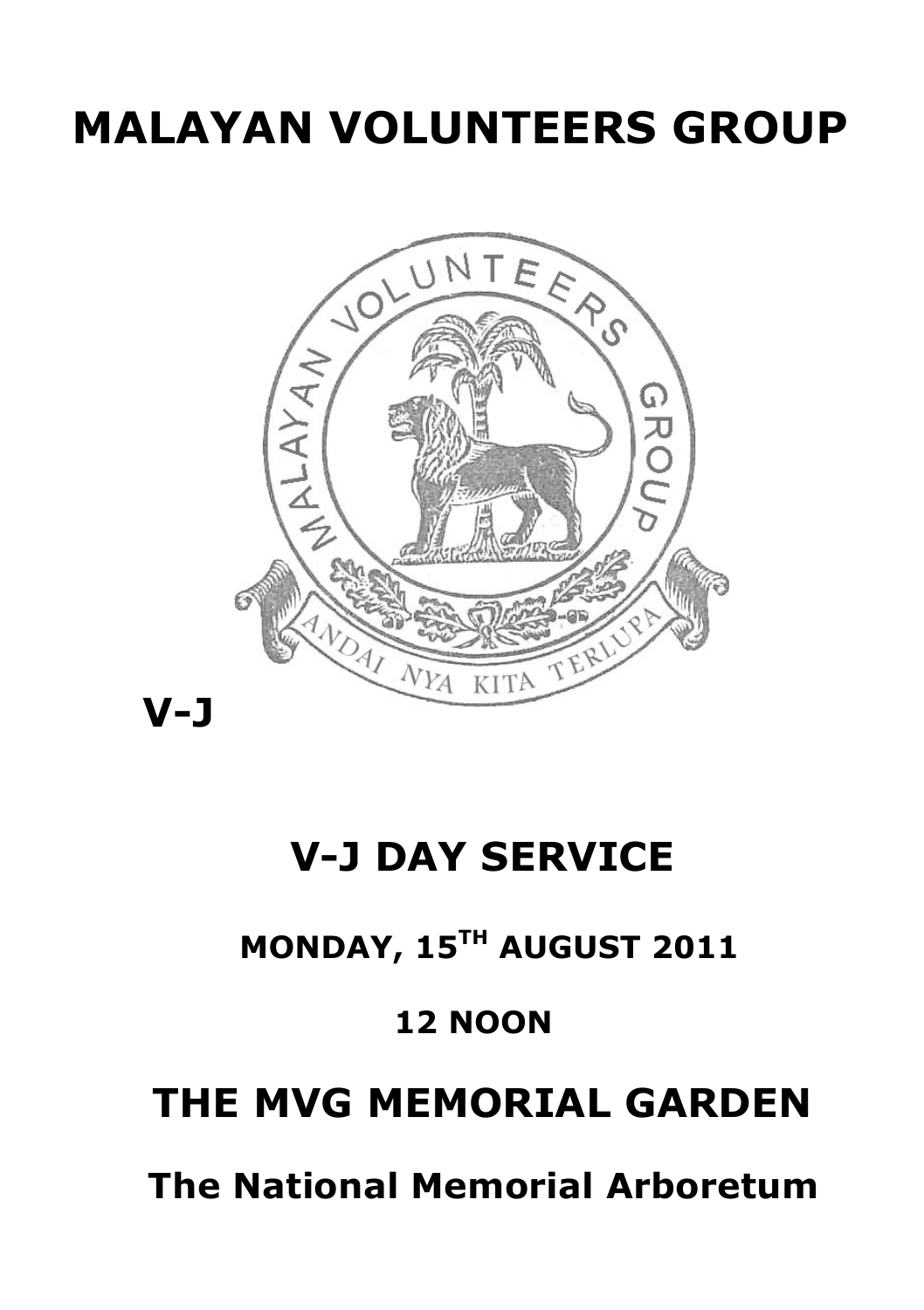# MALAYAN VOLUNTEERS GROUP

V-J

## V-J DAY SERVICE

### MONDAY, 15TH AUGUST 2011

### 12 NOON

## THE MVG MEMORIAL GARDEN

### The National Memorial Arboretum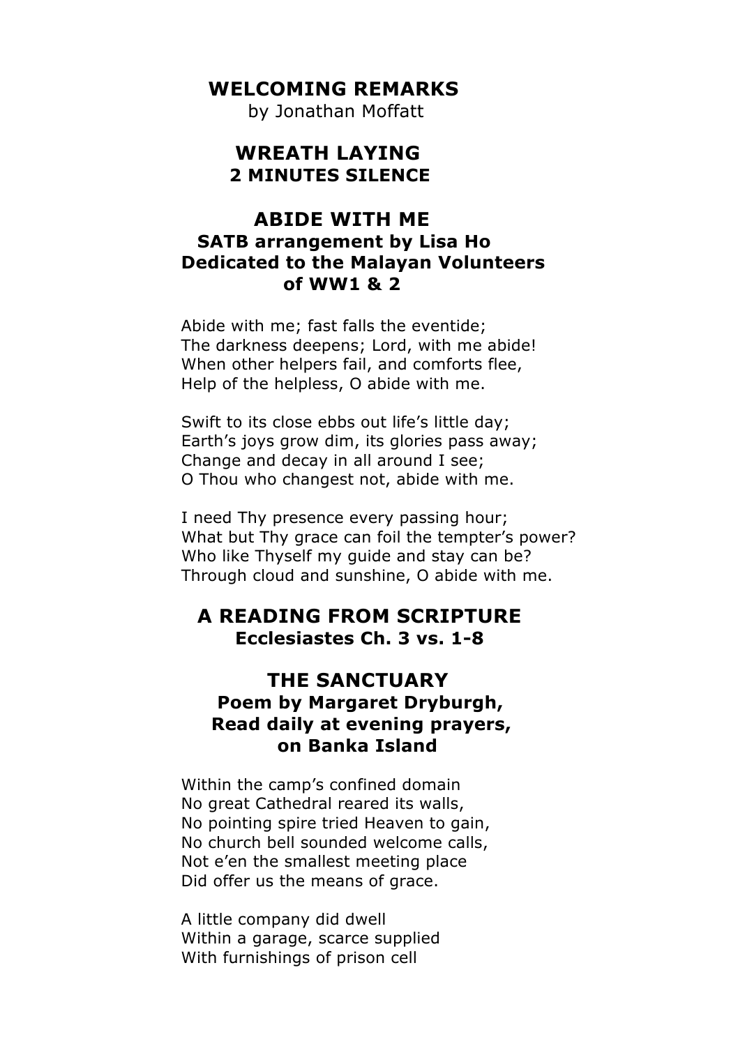## WELCOMING REMARKS

by Jonathan Moffatt

## WREATH LAYING

### 2 MINUTES SILENCE

## ABIDE WITH ME

### SATB arrangement by Lisa Ho
### Dedicated to the Malayan Volunteers of WW1 & 2

Abide with me; fast falls the eventide;
The darkness deepens; Lord, with me abide!
When other helpers fail, and comforts flee,
Help of the helpless, O abide with me.

Swift to its close ebbs out life's little day;
Earth's joys grow dim, its glories pass away;
Change and decay in all around I see;
O Thou who changest not, abide with me.

I need Thy presence every passing hour;
What but Thy grace can foil the tempter's power?
Who like Thyself my guide and stay can be?
Through cloud and sunshine, O abide with me.

## A READING FROM SCRIPTURE

### Ecclesiastes Ch. 3 vs. 1-8

## THE SANCTUARY

### Poem by Margaret Dryburgh, Read daily at evening prayers, on Banka Island

Within the camp's confined domain
No great Cathedral reared its walls,
No pointing spire tried Heaven to gain,
No church bell sounded welcome calls,
Not e'en the smallest meeting place
Did offer us the means of grace.

A little company did dwell
Within a garage, scarce supplied
With furnishings of prison cell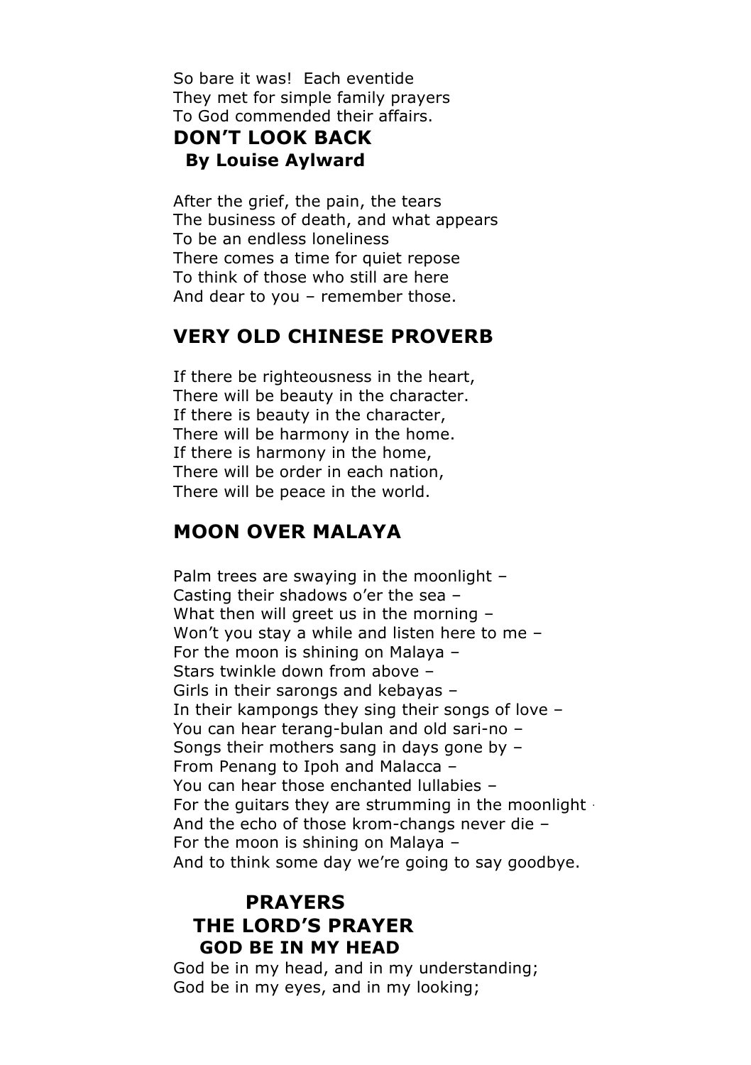So bare it was! Each eventide
They met for simple family prayers
To God commended their affairs.

## DON'T LOOK BACK

**By Louise Aylward**

After the grief, the pain, the tears
The business of death, and what appears
To be an endless loneliness
There comes a time for quiet repose
To think of those who still are here
And dear to you – remember those.

## VERY OLD CHINESE PROVERB

If there be righteousness in the heart,
There will be beauty in the character.
If there is beauty in the character,
There will be harmony in the home.
If there is harmony in the home,
There will be order in each nation,
There will be peace in the world.

## MOON OVER MALAYA

Palm trees are swaying in the moonlight –
Casting their shadows o'er the sea –
What then will greet us in the morning –
Won't you stay a while and listen here to me –
For the moon is shining on Malaya –
Stars twinkle down from above –
Girls in their sarongs and kebayas –
In their kampongs they sing their songs of love –
You can hear terang-bulan and old sari-no –
Songs their mothers sang in days gone by –
From Penang to Ipoh and Malacca –
You can hear those enchanted lullabies –
For the guitars they are strumming in the moonlight –
And the echo of those krom-changs never die –
For the moon is shining on Malaya –
And to think some day we're going to say goodbye.

## PRAYERS

## THE LORD'S PRAYER

## GOD BE IN MY HEAD

God be in my head, and in my understanding;
God be in my eyes, and in my looking;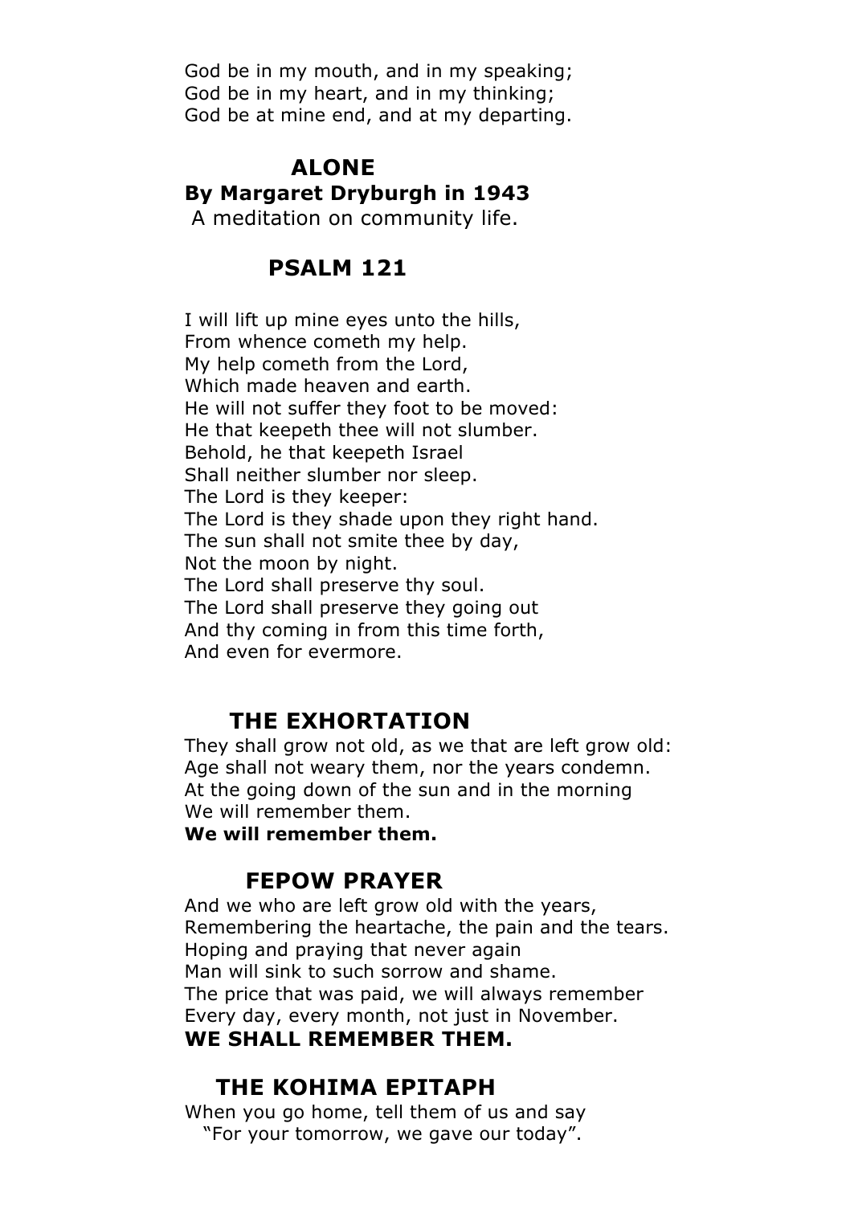God be in my mouth, and in my speaking;
God be in my heart, and in my thinking;
God be at mine end, and at my departing.

## ALONE

**By Margaret Dryburgh in 1943**

A meditation on community life.

## PSALM 121

I will lift up mine eyes unto the hills,
From whence cometh my help.
My help cometh from the Lord,
Which made heaven and earth.
He will not suffer they foot to be moved:
He that keepeth thee will not slumber.
Behold, he that keepeth Israel
Shall neither slumber nor sleep.
The Lord is they keeper:
The Lord is they shade upon they right hand.
The sun shall not smite thee by day,
Not the moon by night.
The Lord shall preserve thy soul.
The Lord shall preserve they going out
And thy coming in from this time forth,
And even for evermore.

## THE EXHORTATION

They shall grow not old, as we that are left grow old:
Age shall not weary them, nor the years condemn.
At the going down of the sun and in the morning
We will remember them.
**We will remember them.**

## FEPOW PRAYER

And we who are left grow old with the years,
Remembering the heartache, the pain and the tears.
Hoping and praying that never again
Man will sink to such sorrow and shame.
The price that was paid, we will always remember
Every day, every month, not just in November.
**WE SHALL REMEMBER THEM.**

## THE KOHIMA EPITAPH

When you go home, tell them of us and say
"For your tomorrow, we gave our today".